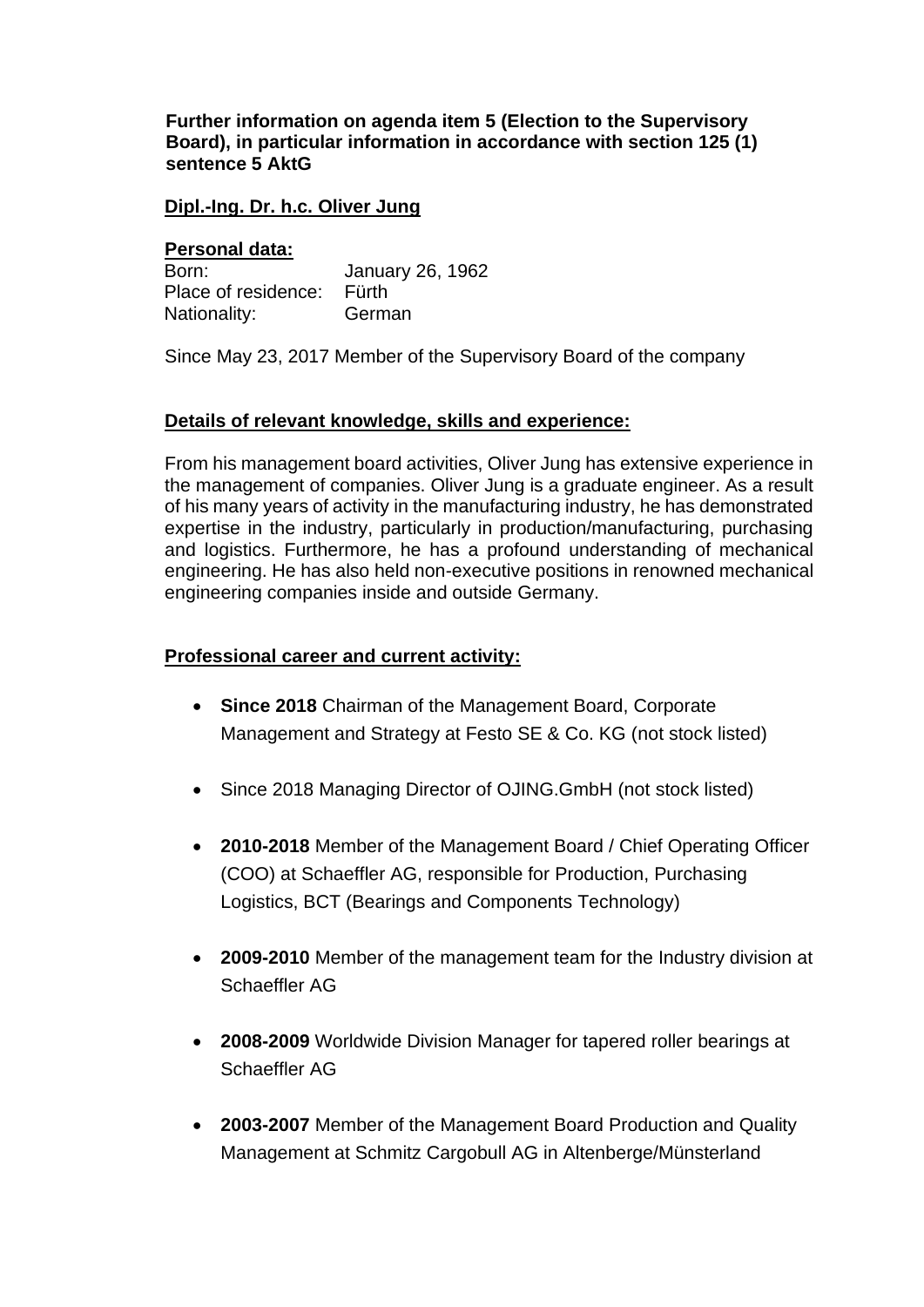**Further information on agenda item 5 (Election to the Supervisory Board), in particular information in accordance with section 125 (1) sentence 5 AktG**

**Dipl.-Ing. Dr. h.c. Oliver Jung**

**Personal data:**

Born: January 26, 1962
Place of residence: Fürth
Nationality: German

Since May 23, 2017 Member of the Supervisory Board of the company

**Details of relevant knowledge, skills and experience:**

From his management board activities, Oliver Jung has extensive experience in the management of companies. Oliver Jung is a graduate engineer. As a result of his many years of activity in the manufacturing industry, he has demonstrated expertise in the industry, particularly in production/manufacturing, purchasing and logistics. Furthermore, he has a profound understanding of mechanical engineering. He has also held non-executive positions in renowned mechanical engineering companies inside and outside Germany.

**Professional career and current activity:**

- **Since 2018** Chairman of the Management Board, Corporate Management and Strategy at Festo SE & Co. KG (not stock listed)
- Since 2018 Managing Director of OJING.GmbH (not stock listed)
- **2010-2018** Member of the Management Board / Chief Operating Officer (COO) at Schaeffler AG, responsible for Production, Purchasing Logistics, BCT (Bearings and Components Technology)
- **2009-2010** Member of the management team for the Industry division at Schaeffler AG
- **2008-2009** Worldwide Division Manager for tapered roller bearings at Schaeffler AG
- **2003-2007** Member of the Management Board Production and Quality Management at Schmitz Cargobull AG in Altenberge/Münsterland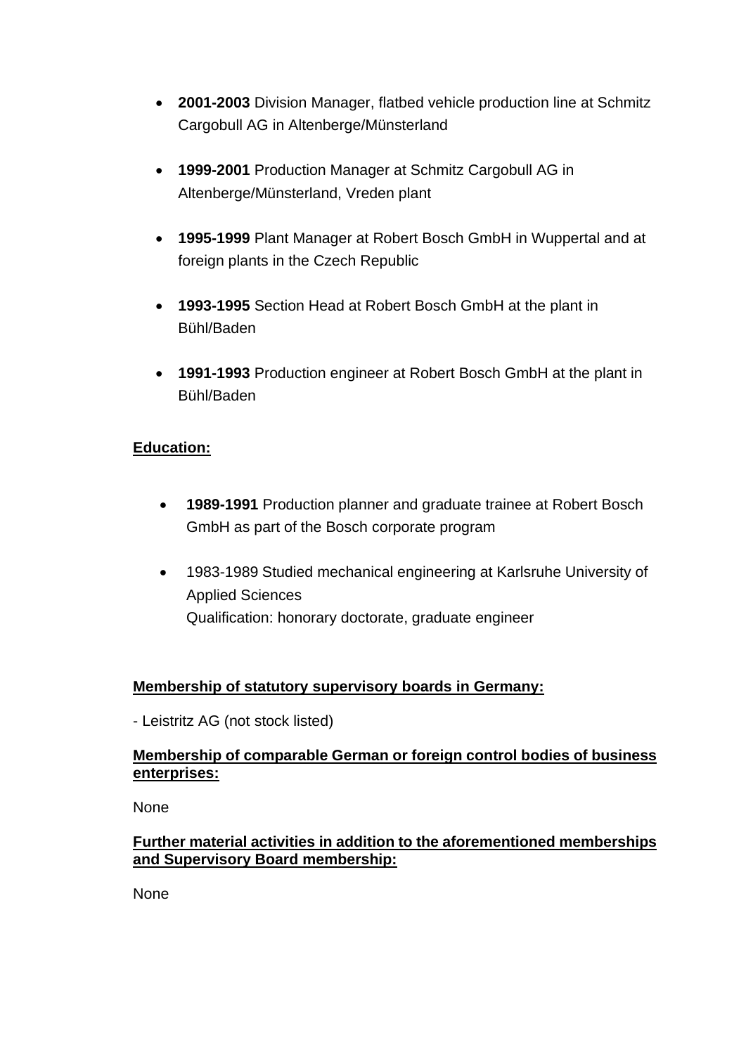- **2001-2003** Division Manager, flatbed vehicle production line at Schmitz Cargobull AG in Altenberge/Münsterland

- **1999-2001** Production Manager at Schmitz Cargobull AG in Altenberge/Münsterland, Vreden plant

- **1995-1999** Plant Manager at Robert Bosch GmbH in Wuppertal and at foreign plants in the Czech Republic

- **1993-1995** Section Head at Robert Bosch GmbH at the plant in Bühl/Baden

- **1991-1993** Production engineer at Robert Bosch GmbH at the plant in Bühl/Baden

**Education:**

- **1989-1991** Production planner and graduate trainee at Robert Bosch GmbH as part of the Bosch corporate program

- 1983-1989 Studied mechanical engineering at Karlsruhe University of Applied Sciences
  Qualification: honorary doctorate, graduate engineer

**Membership of statutory supervisory boards in Germany:**

- Leistritz AG (not stock listed)

**Membership of comparable German or foreign control bodies of business enterprises:**

None

**Further material activities in addition to the aforementioned memberships and Supervisory Board membership:**

None